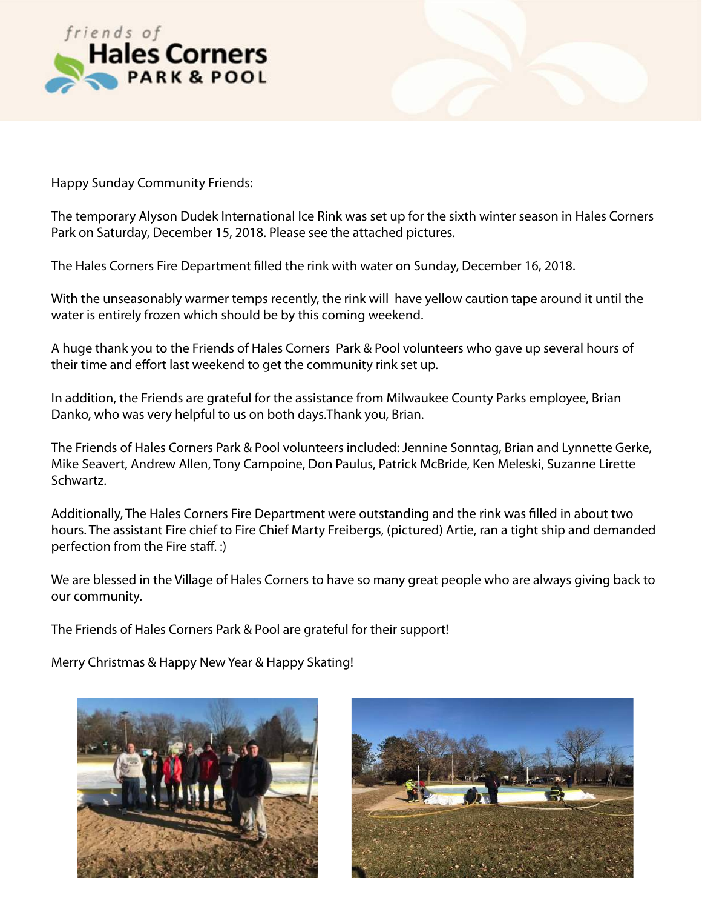friends of

# Hales Corners

PARK & POOL

Happy Sunday Community Friends:

The temporary Alyson Dudek International Ice Rink was set up for the sixth winter season in Hales Corners Park on Saturday, December 15, 2018. Please see the attached pictures.

The Hales Corners Fire Department filled the rink with water on Sunday, December 16, 2018.

With the unseasonably warmer temps recently, the rink will have yellow caution tape around it until the water is entirely frozen which should be by this coming weekend.

A huge thank you to the Friends of Hales Corners Park & Pool volunteers who gave up several hours of their time and effort last weekend to get the community rink set up.

In addition, the Friends are grateful for the assistance from Milwaukee County Parks employee, Brian Danko, who was very helpful to us on both days.Thank you, Brian.

The Friends of Hales Corners Park & Pool volunteers included: Jennine Sonntag, Brian and Lynnette Gerke, Mike Seavert, Andrew Allen, Tony Campoine, Don Paulus, Patrick McBride, Ken Meleski, Suzanne Lirette Schwartz.

Additionally, The Hales Corners Fire Department were outstanding and the rink was filled in about two hours. The assistant Fire chief to Fire Chief Marty Freibergs, (pictured) Artie, ran a tight ship and demanded perfection from the Fire staff. :)

We are blessed in the Village of Hales Corners to have so many great people who are always giving back to our community.

The Friends of Hales Corners Park & Pool are grateful for their support!

Merry Christmas & Happy New Year & Happy Skating!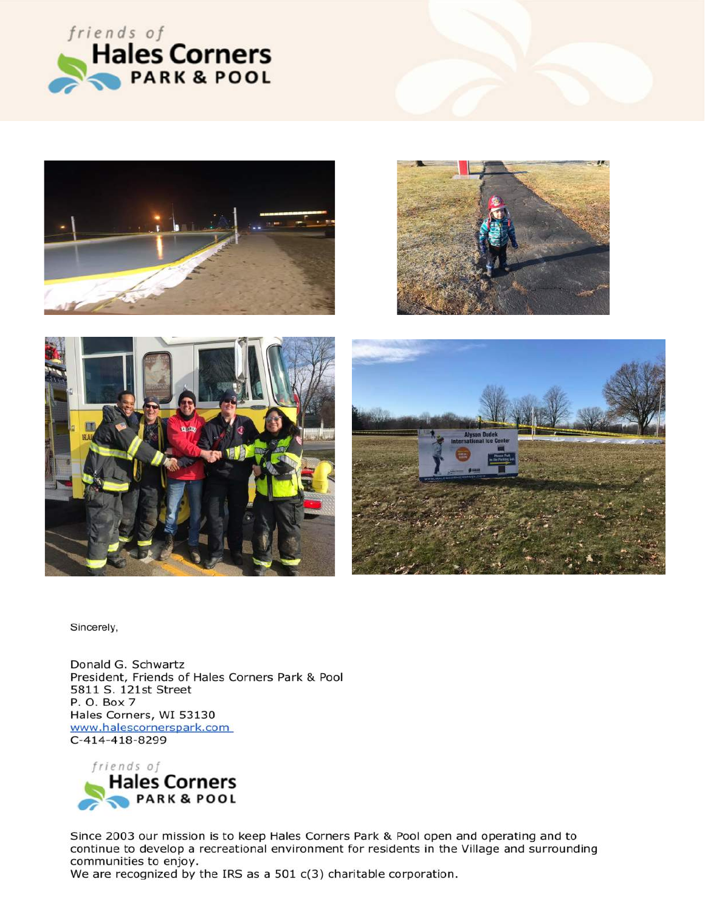Sincerely,

Donald G. Schwartz
President, Friends of Hales Corners Park & Pool
5811 S. 121st Street
P. O. Box 7
Hales Corners, WI 53130
[www.halescornerspark.com](http://www.halescornerspark.com)
C-414-418-8299

friends of
**Hales Corners**
**PARK & POOL**

Since 2003 our mission is to keep Hales Corners Park & Pool open and operating and to continue to develop a recreational environment for residents in the Village and surrounding communities to enjoy.
We are recognized by the IRS as a 501 c(3) charitable corporation.